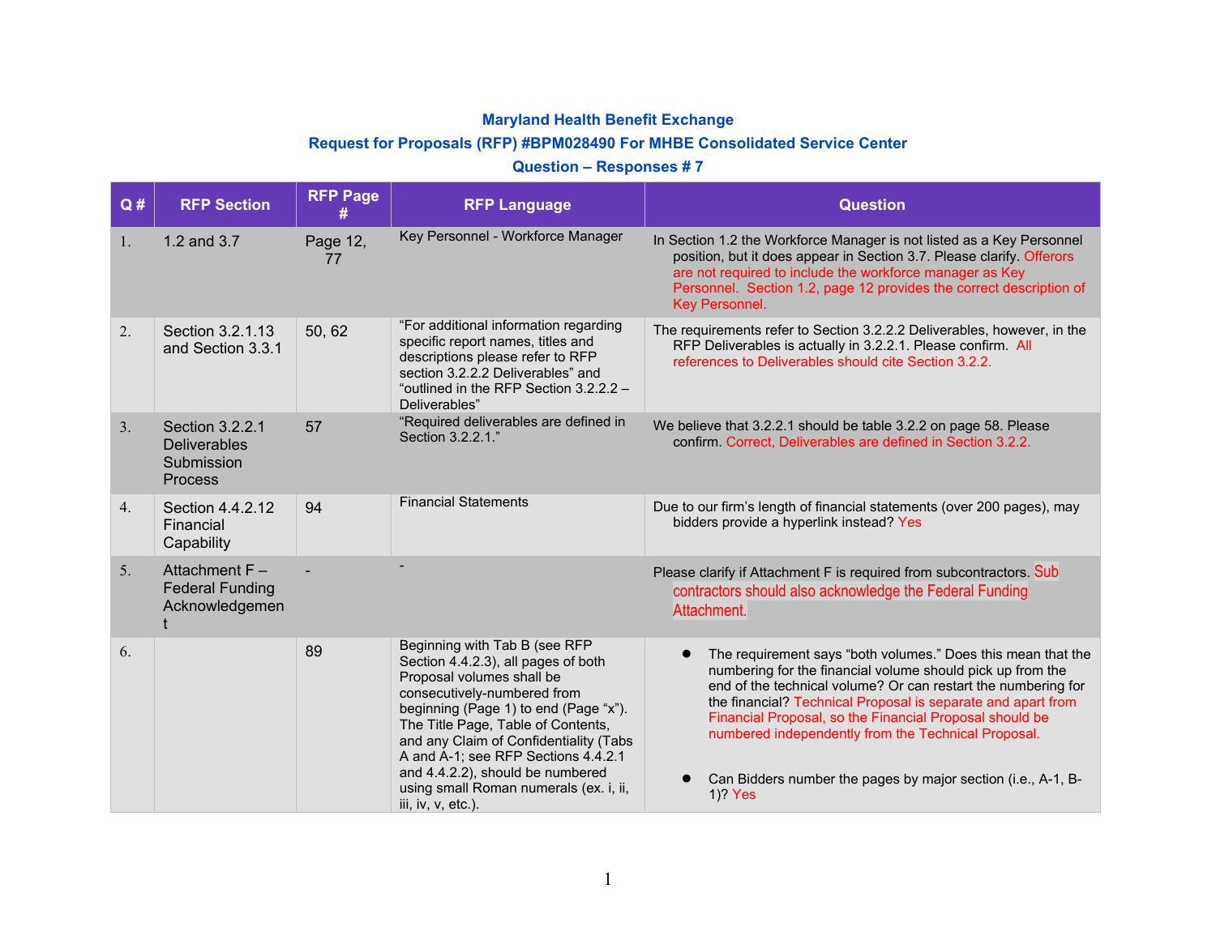# Maryland Health Benefit Exchange

## Request for Proposals (RFP) #BPM028490 For MHBE Consolidated Service Center

## Question – Responses # 7

| Q # | RFP Section | RFP Page # | RFP Language | Question |
|---|---|---|---|---|
| 1. | 1.2 and 3.7 | Page 12, 77 | Key Personnel - Workforce Manager | In Section 1.2 the Workforce Manager is not listed as a Key Personnel position, but it does appear in Section 3.7. Please clarify. Offerors are not required to include the workforce manager as Key Personnel. Section 1.2, page 12 provides the correct description of Key Personnel. |
| 2. | Section 3.2.1.13 and Section 3.3.1 | 50, 62 | "For additional information regarding specific report names, titles and descriptions please refer to RFP section 3.2.2.2 Deliverables" and "outlined in the RFP Section 3.2.2.2 – Deliverables" | The requirements refer to Section 3.2.2.2 Deliverables, however, in the RFP Deliverables is actually in 3.2.2.1. Please confirm. All references to Deliverables should cite Section 3.2.2. |
| 3. | Section 3.2.2.1 Deliverables Submission Process | 57 | "Required deliverables are defined in Section 3.2.2.1." | We believe that 3.2.2.1 should be table 3.2.2 on page 58. Please confirm. Correct, Deliverables are defined in Section 3.2.2. |
| 4. | Section 4.4.2.12 Financial Capability | 94 | Financial Statements | Due to our firm's length of financial statements (over 200 pages), may bidders provide a hyperlink instead? Yes |
| 5. | Attachment F – Federal Funding Acknowledgement | - | - | Please clarify if Attachment F is required from subcontractors. Sub contractors should also acknowledge the Federal Funding Attachment. |
| 6. | | 89 | Beginning with Tab B (see RFP Section 4.4.2.3), all pages of both Proposal volumes shall be consecutively-numbered from beginning (Page 1) to end (Page "x"). The Title Page, Table of Contents, and any Claim of Confidentiality (Tabs A and A-1; see RFP Sections 4.4.2.1 and 4.4.2.2), should be numbered using small Roman numerals (ex. i, ii, iii, iv, v, etc.). | • The requirement says "both volumes." Does this mean that the numbering for the financial volume should pick up from the end of the technical volume? Or can restart the numbering for the financial? Technical Proposal is separate and apart from Financial Proposal, so the Financial Proposal should be numbered independently from the Technical Proposal.<br><br>• Can Bidders number the pages by major section (i.e., A-1, B-1)? Yes |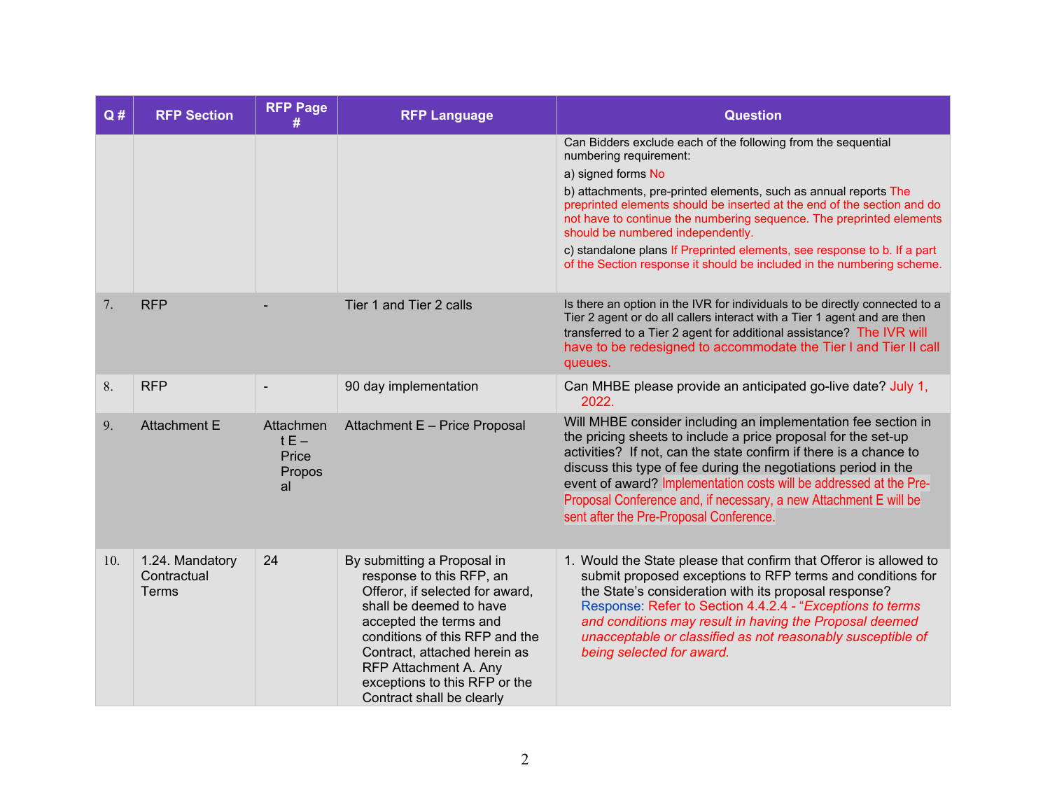| Q # | RFP Section | RFP Page # | RFP Language | Question |
|---|---|---|---|---|
| | | | | Can Bidders exclude each of the following from the sequential numbering requirement:<br>a) signed forms No<br>b) attachments, pre-printed elements, such as annual reports The preprinted elements should be inserted at the end of the section and do not have to continue the numbering sequence. The preprinted elements should be numbered independently.<br>c) standalone plans If Preprinted elements, see response to b. If a part of the Section response it should be included in the numbering scheme. |
| 7. | RFP | - | Tier 1 and Tier 2 calls | Is there an option in the IVR for individuals to be directly connected to a Tier 2 agent or do all callers interact with a Tier 1 agent and are then transferred to a Tier 2 agent for additional assistance? The IVR will have to be redesigned to accommodate the Tier I and Tier II call queues. |
| 8. | RFP | - | 90 day implementation | Can MHBE please provide an anticipated go-live date? July 1, 2022. |
| 9. | Attachment E | Attachment E – Price Proposal | Attachment E – Price Proposal | Will MHBE consider including an implementation fee section in the pricing sheets to include a price proposal for the set-up activities? If not, can the state confirm if there is a chance to discuss this type of fee during the negotiations period in the event of award? Implementation costs will be addressed at the Pre-Proposal Conference and, if necessary, a new Attachment E will be sent after the Pre-Proposal Conference. |
| 10. | 1.24. Mandatory Contractual Terms | 24 | By submitting a Proposal in response to this RFP, an Offeror, if selected for award, shall be deemed to have accepted the terms and conditions of this RFP and the Contract, attached herein as RFP Attachment A. Any exceptions to this RFP or the Contract shall be clearly | 1. Would the State please that confirm that Offeror is allowed to submit proposed exceptions to RFP terms and conditions for the State's consideration with its proposal response?<br>Response: Refer to Section 4.4.2.4 - "*Exceptions to terms and conditions may result in having the Proposal deemed unacceptable or classified as not reasonably susceptible of being selected for award.* |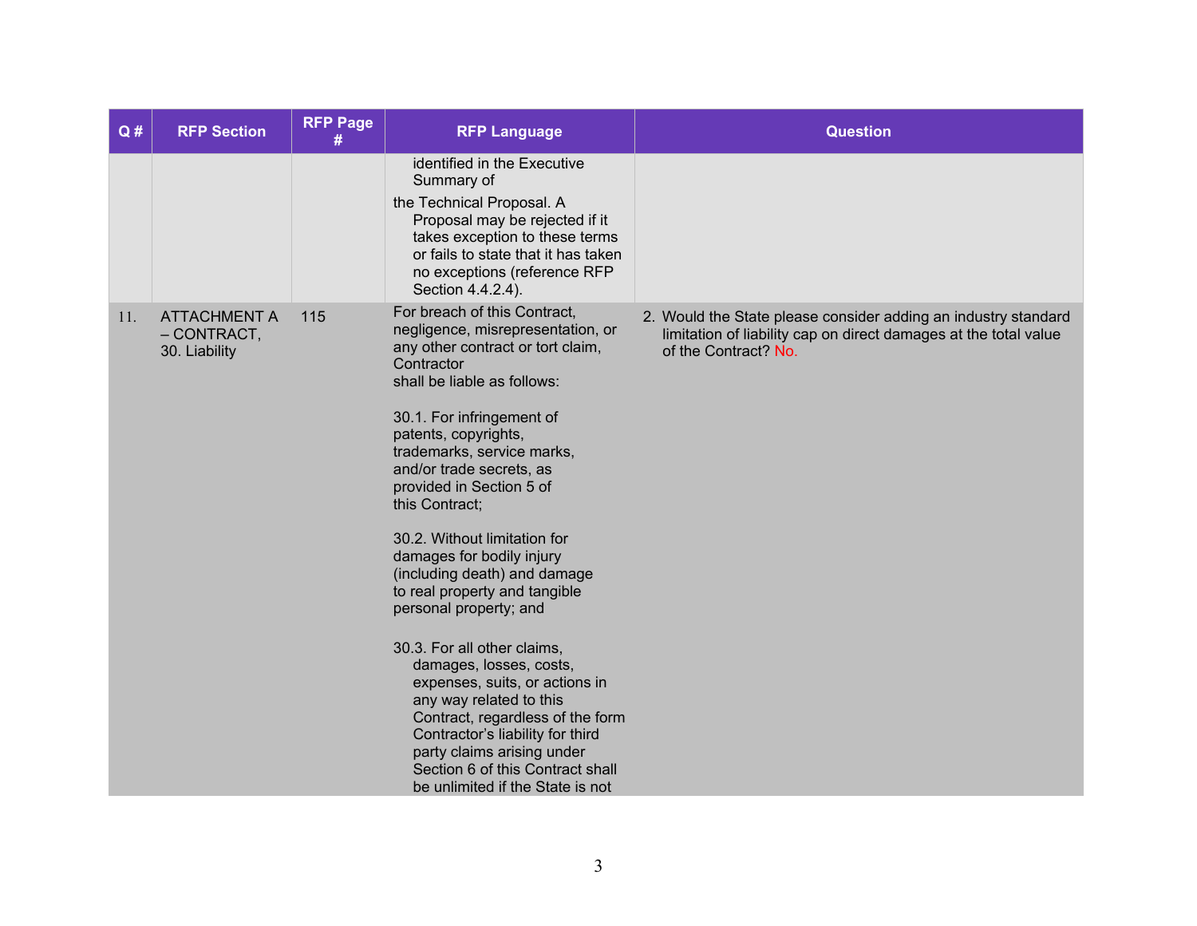| Q # | RFP Section | RFP Page # | RFP Language | Question |
|---|---|---|---|---|
| | | | identified in the Executive Summary of the Technical Proposal. A Proposal may be rejected if it takes exception to these terms or fails to state that it has taken no exceptions (reference RFP Section 4.4.2.4). | |
| 11. | ATTACHMENT A – CONTRACT, 30. Liability | 115 | For breach of this Contract, negligence, misrepresentation, or any other contract or tort claim, Contractor shall be liable as follows:<br><br>30.1. For infringement of patents, copyrights, trademarks, service marks, and/or trade secrets, as provided in Section 5 of this Contract;<br><br>30.2. Without limitation for damages for bodily injury (including death) and damage to real property and tangible personal property; and<br><br>30.3. For all other claims, damages, losses, costs, expenses, suits, or actions in any way related to this Contract, regardless of the form Contractor's liability for third party claims arising under Section 6 of this Contract shall be unlimited if the State is not | 2. Would the State please consider adding an industry standard limitation of liability cap on direct damages at the total value of the Contract? No. |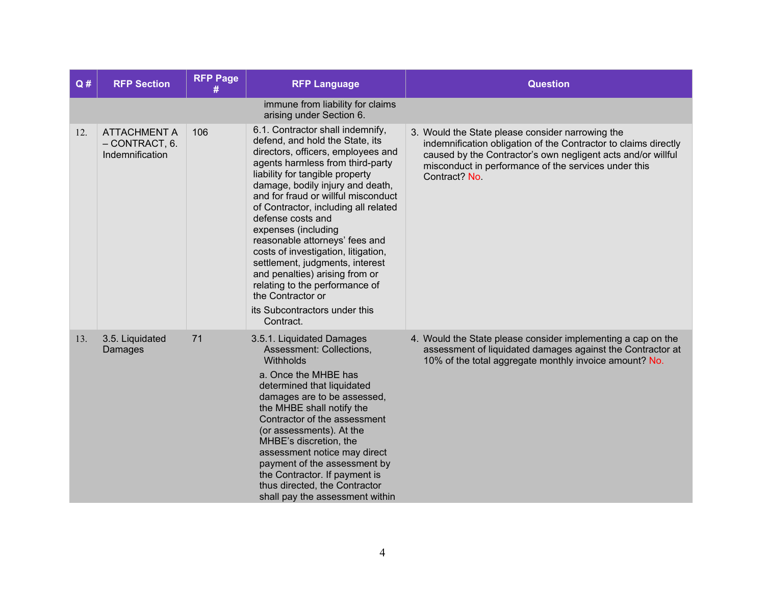| Q # | RFP Section | RFP Page # | RFP Language | Question |
|---|---|---|---|---|
| | | | immune from liability for claims arising under Section 6. | |
| 12. | ATTACHMENT A – CONTRACT, 6. Indemnification | 106 | 6.1. Contractor shall indemnify, defend, and hold the State, its directors, officers, employees and agents harmless from third-party liability for tangible property damage, bodily injury and death, and for fraud or willful misconduct of Contractor, including all related defense costs and expenses (including reasonable attorneys' fees and costs of investigation, litigation, settlement, judgments, interest and penalties) arising from or relating to the performance of the Contractor or its Subcontractors under this Contract. | 3. Would the State please consider narrowing the indemnification obligation of the Contractor to claims directly caused by the Contractor's own negligent acts and/or willful misconduct in performance of the services under this Contract? No. |
| 13. | 3.5. Liquidated Damages | 71 | 3.5.1. Liquidated Damages Assessment: Collections, Withholds<br><br>a. Once the MHBE has determined that liquidated damages are to be assessed, the MHBE shall notify the Contractor of the assessment (or assessments). At the MHBE's discretion, the assessment notice may direct payment of the assessment by the Contractor. If payment is thus directed, the Contractor shall pay the assessment within | 4. Would the State please consider implementing a cap on the assessment of liquidated damages against the Contractor at 10% of the total aggregate monthly invoice amount? No. |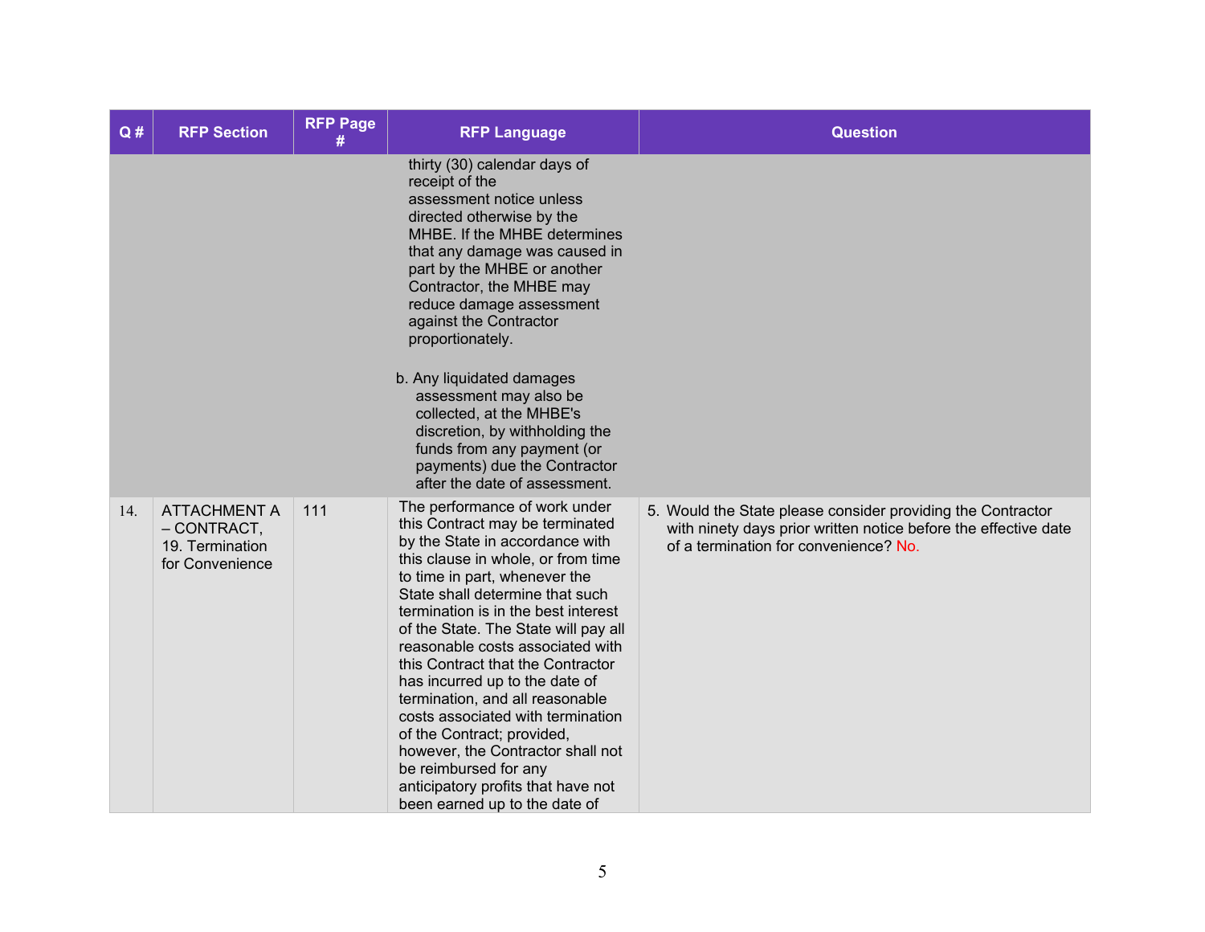| Q # | RFP Section | RFP Page # | RFP Language | Question |
|---|---|---|---|---|
| | | | thirty (30) calendar days of receipt of the assessment notice unless directed otherwise by the MHBE. If the MHBE determines that any damage was caused in part by the MHBE or another Contractor, the MHBE may reduce damage assessment against the Contractor proportionately.<br><br>b. Any liquidated damages assessment may also be collected, at the MHBE's discretion, by withholding the funds from any payment (or payments) due the Contractor after the date of assessment. | |
| 14. | ATTACHMENT A – CONTRACT, 19. Termination for Convenience | 111 | The performance of work under this Contract may be terminated by the State in accordance with this clause in whole, or from time to time in part, whenever the State shall determine that such termination is in the best interest of the State. The State will pay all reasonable costs associated with this Contract that the Contractor has incurred up to the date of termination, and all reasonable costs associated with termination of the Contract; provided, however, the Contractor shall not be reimbursed for any anticipatory profits that have not been earned up to the date of | 5. Would the State please consider providing the Contractor with ninety days prior written notice before the effective date of a termination for convenience? No. |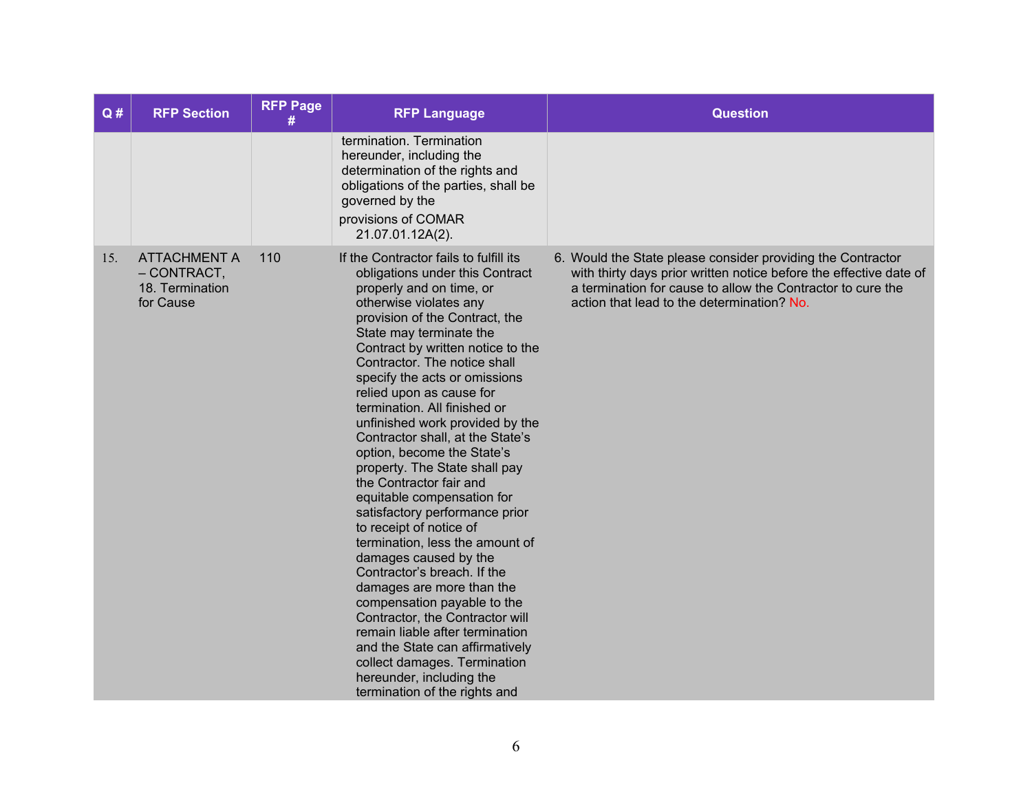| Q # | RFP Section | RFP Page # | RFP Language | Question |
| --- | --- | --- | --- | --- |
| | | | termination. Termination hereunder, including the determination of the rights and obligations of the parties, shall be governed by the provisions of COMAR 21.07.01.12A(2). | |
| 15. | ATTACHMENT A – CONTRACT, 18. Termination for Cause | 110 | If the Contractor fails to fulfill its obligations under this Contract properly and on time, or otherwise violates any provision of the Contract, the State may terminate the Contract by written notice to the Contractor. The notice shall specify the acts or omissions relied upon as cause for termination. All finished or unfinished work provided by the Contractor shall, at the State's option, become the State's property. The State shall pay the Contractor fair and equitable compensation for satisfactory performance prior to receipt of notice of termination, less the amount of damages caused by the Contractor's breach. If the damages are more than the compensation payable to the Contractor, the Contractor will remain liable after termination and the State can affirmatively collect damages. Termination hereunder, including the termination of the rights and | 6. Would the State please consider providing the Contractor with thirty days prior written notice before the effective date of a termination for cause to allow the Contractor to cure the action that lead to the determination? No. |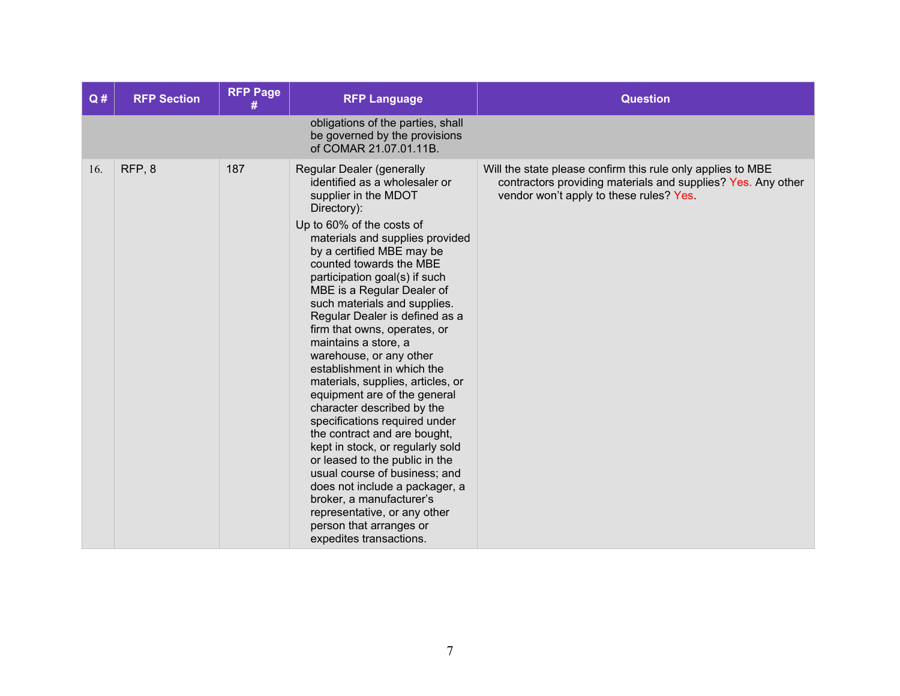| Q # | RFP Section | RFP Page # | RFP Language | Question |
|---|---|---|---|---|
| | | | obligations of the parties, shall be governed by the provisions of COMAR 21.07.01.11B. | |
| 16. | RFP, 8 | 187 | Regular Dealer (generally identified as a wholesaler or supplier in the MDOT Directory): Up to 60% of the costs of materials and supplies provided by a certified MBE may be counted towards the MBE participation goal(s) if such MBE is a Regular Dealer of such materials and supplies. Regular Dealer is defined as a firm that owns, operates, or maintains a store, a warehouse, or any other establishment in which the materials, supplies, articles, or equipment are of the general character described by the specifications required under the contract and are bought, kept in stock, or regularly sold or leased to the public in the usual course of business; and does not include a packager, a broker, a manufacturer's representative, or any other person that arranges or expedites transactions. | Will the state please confirm this rule only applies to MBE contractors providing materials and supplies? Yes. Any other vendor won't apply to these rules? Yes. |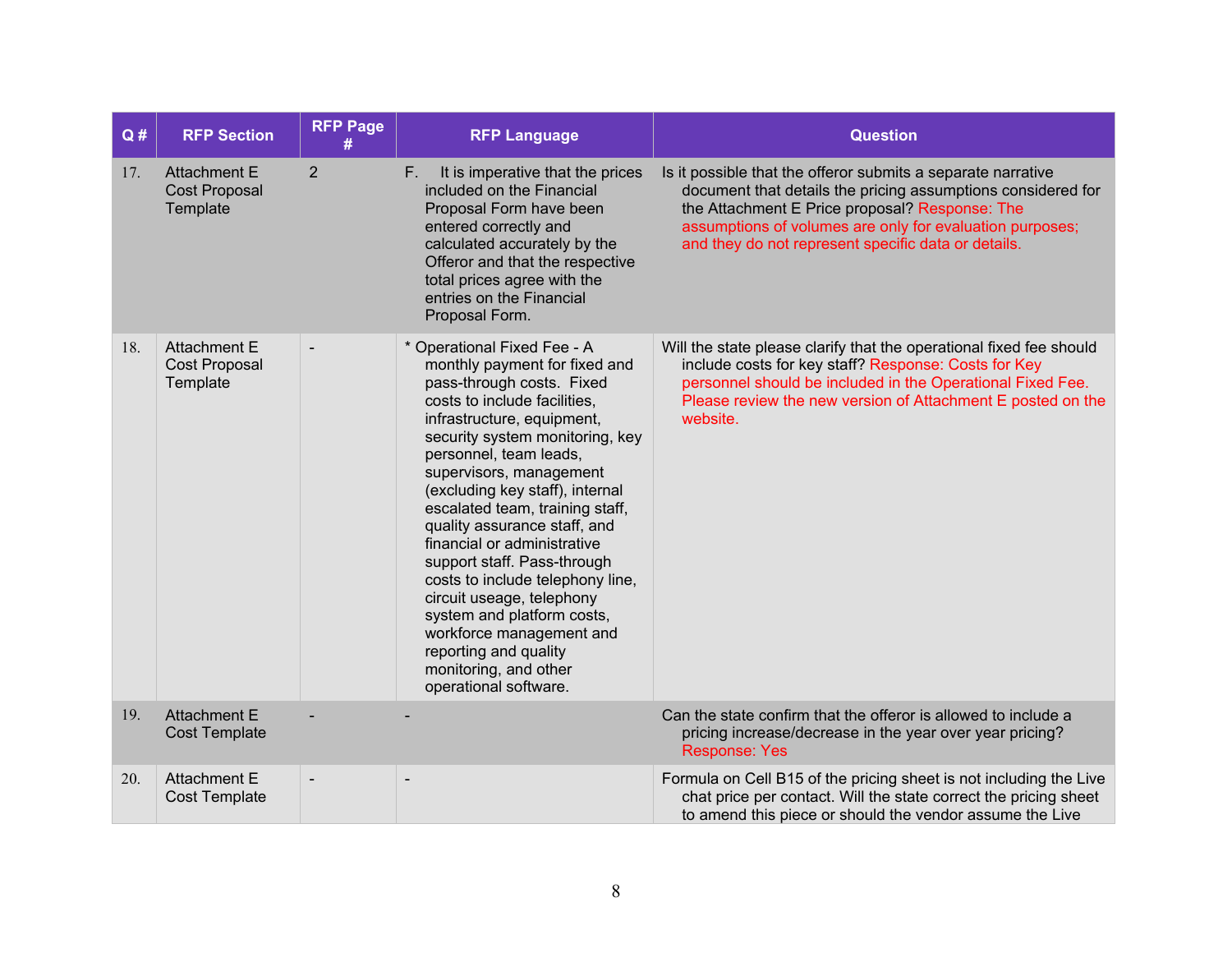| Q # | RFP Section | RFP Page # | RFP Language | Question |
|---|---|---|---|---|
| 17. | Attachment E Cost Proposal Template | 2 | F. It is imperative that the prices included on the Financial Proposal Form have been entered correctly and calculated accurately by the Offeror and that the respective total prices agree with the entries on the Financial Proposal Form. | Is it possible that the offeror submits a separate narrative document that details the pricing assumptions considered for the Attachment E Price proposal? Response: The assumptions of volumes are only for evaluation purposes; and they do not represent specific data or details. |
| 18. | Attachment E Cost Proposal Template | - | * Operational Fixed Fee - A monthly payment for fixed and pass-through costs. Fixed costs to include facilities, infrastructure, equipment, security system monitoring, key personnel, team leads, supervisors, management (excluding key staff), internal escalated team, training staff, quality assurance staff, and financial or administrative support staff. Pass-through costs to include telephony line, circuit useage, telephony system and platform costs, workforce management and reporting and quality monitoring, and other operational software. | Will the state please clarify that the operational fixed fee should include costs for key staff? Response: Costs for Key personnel should be included in the Operational Fixed Fee. Please review the new version of Attachment E posted on the website. |
| 19. | Attachment E Cost Template | - | - | Can the state confirm that the offeror is allowed to include a pricing increase/decrease in the year over year pricing? Response: Yes |
| 20. | Attachment E Cost Template | - | - | Formula on Cell B15 of the pricing sheet is not including the Live chat price per contact. Will the state correct the pricing sheet to amend this piece or should the vendor assume the Live |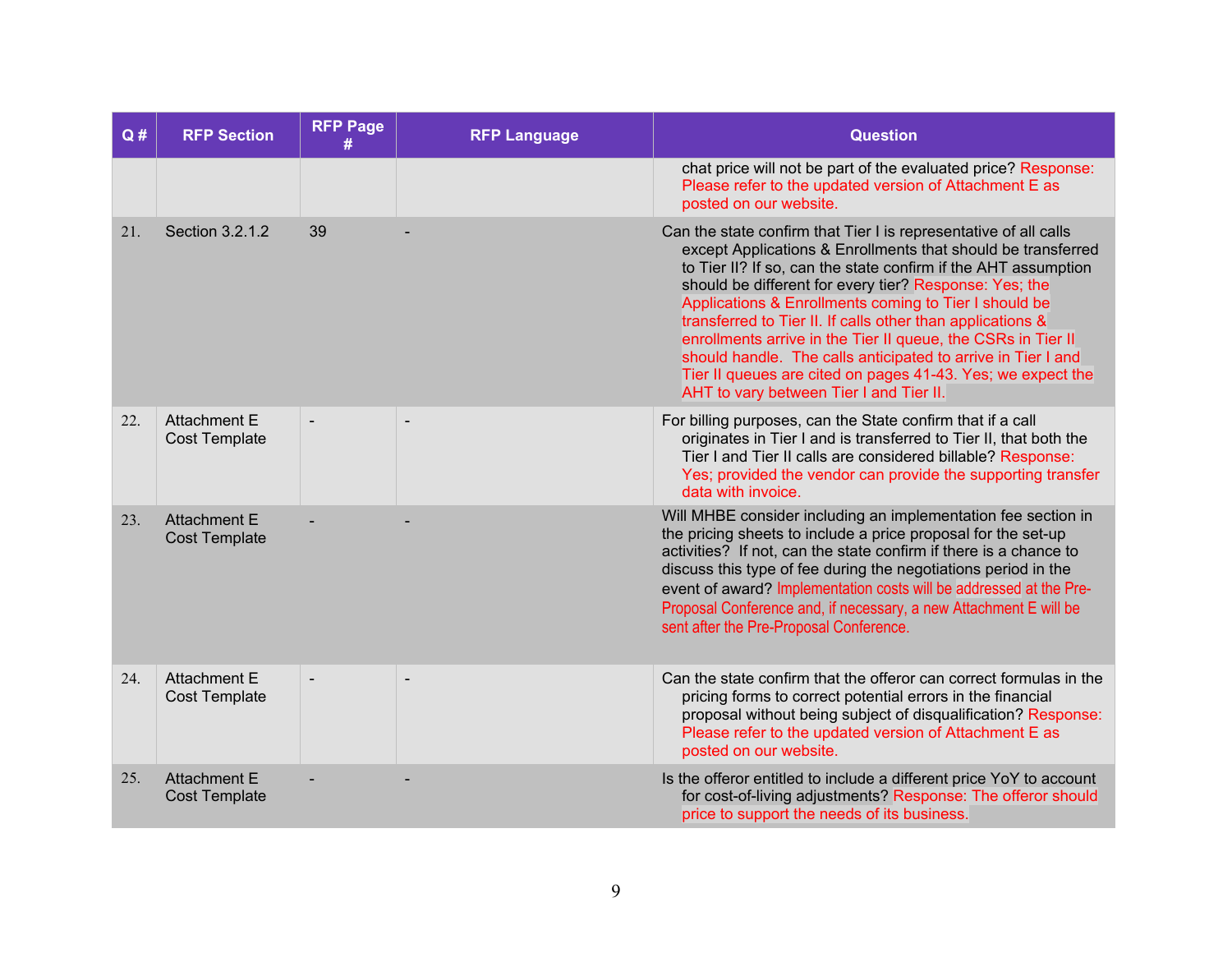| Q # | RFP Section | RFP Page # | RFP Language | Question |
|---|---|---|---|---|
| | | | | chat price will not be part of the evaluated price? Response: Please refer to the updated version of Attachment E as posted on our website. |
| 21. | Section 3.2.1.2 | 39 | - | Can the state confirm that Tier I is representative of all calls except Applications & Enrollments that should be transferred to Tier II? If so, can the state confirm if the AHT assumption should be different for every tier? Response: Yes; the Applications & Enrollments coming to Tier I should be transferred to Tier II. If calls other than applications & enrollments arrive in the Tier II queue, the CSRs in Tier II should handle. The calls anticipated to arrive in Tier I and Tier II queues are cited on pages 41-43. Yes; we expect the AHT to vary between Tier I and Tier II. |
| 22. | Attachment E Cost Template | - | - | For billing purposes, can the State confirm that if a call originates in Tier I and is transferred to Tier II, that both the Tier I and Tier II calls are considered billable? Response: Yes; provided the vendor can provide the supporting transfer data with invoice. |
| 23. | Attachment E Cost Template | - | - | Will MHBE consider including an implementation fee section in the pricing sheets to include a price proposal for the set-up activities? If not, can the state confirm if there is a chance to discuss this type of fee during the negotiations period in the event of award? Implementation costs will be addressed at the Pre-Proposal Conference and, if necessary, a new Attachment E will be sent after the Pre-Proposal Conference. |
| 24. | Attachment E Cost Template | - | - | Can the state confirm that the offeror can correct formulas in the pricing forms to correct potential errors in the financial proposal without being subject of disqualification? Response: Please refer to the updated version of Attachment E as posted on our website. |
| 25. | Attachment E Cost Template | - | - | Is the offeror entitled to include a different price YoY to account for cost-of-living adjustments? Response: The offeror should price to support the needs of its business. |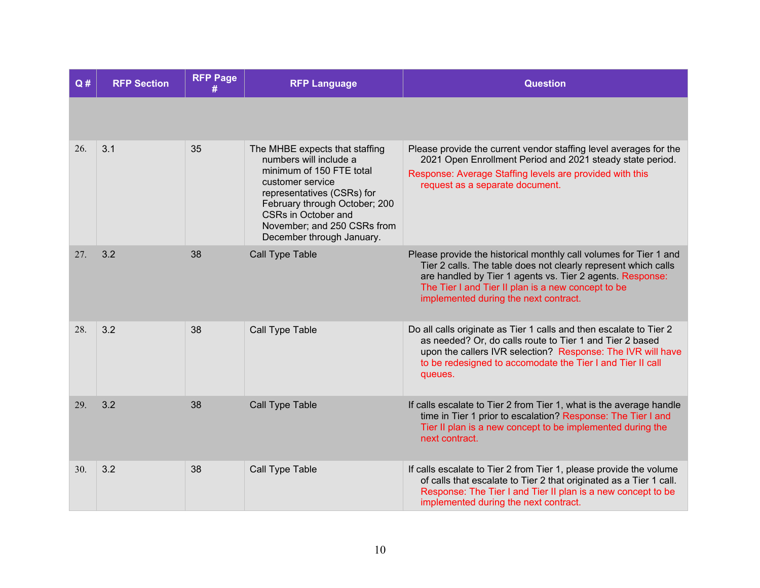| Q # | RFP Section | RFP Page # | RFP Language | Question |
|---|---|---|---|---|
| | | | | |
| 26. | 3.1 | 35 | The MHBE expects that staffing numbers will include a minimum of 150 FTE total customer service representatives (CSRs) for February through October; 200 CSRs in October and November; and 250 CSRs from December through January. | Please provide the current vendor staffing level averages for the 2021 Open Enrollment Period and 2021 steady state period. Response: Average Staffing levels are provided with this request as a separate document. |
| 27. | 3.2 | 38 | Call Type Table | Please provide the historical monthly call volumes for Tier 1 and Tier 2 calls. The table does not clearly represent which calls are handled by Tier 1 agents vs. Tier 2 agents. Response: The Tier I and Tier II plan is a new concept to be implemented during the next contract. |
| 28. | 3.2 | 38 | Call Type Table | Do all calls originate as Tier 1 calls and then escalate to Tier 2 as needed? Or, do calls route to Tier 1 and Tier 2 based upon the callers IVR selection? Response: The IVR will have to be redesigned to accomodate the Tier I and Tier II call queues. |
| 29. | 3.2 | 38 | Call Type Table | If calls escalate to Tier 2 from Tier 1, what is the average handle time in Tier 1 prior to escalation? Response: The Tier I and Tier II plan is a new concept to be implemented during the next contract. |
| 30. | 3.2 | 38 | Call Type Table | If calls escalate to Tier 2 from Tier 1, please provide the volume of calls that escalate to Tier 2 that originated as a Tier 1 call. Response: The Tier I and Tier II plan is a new concept to be implemented during the next contract. |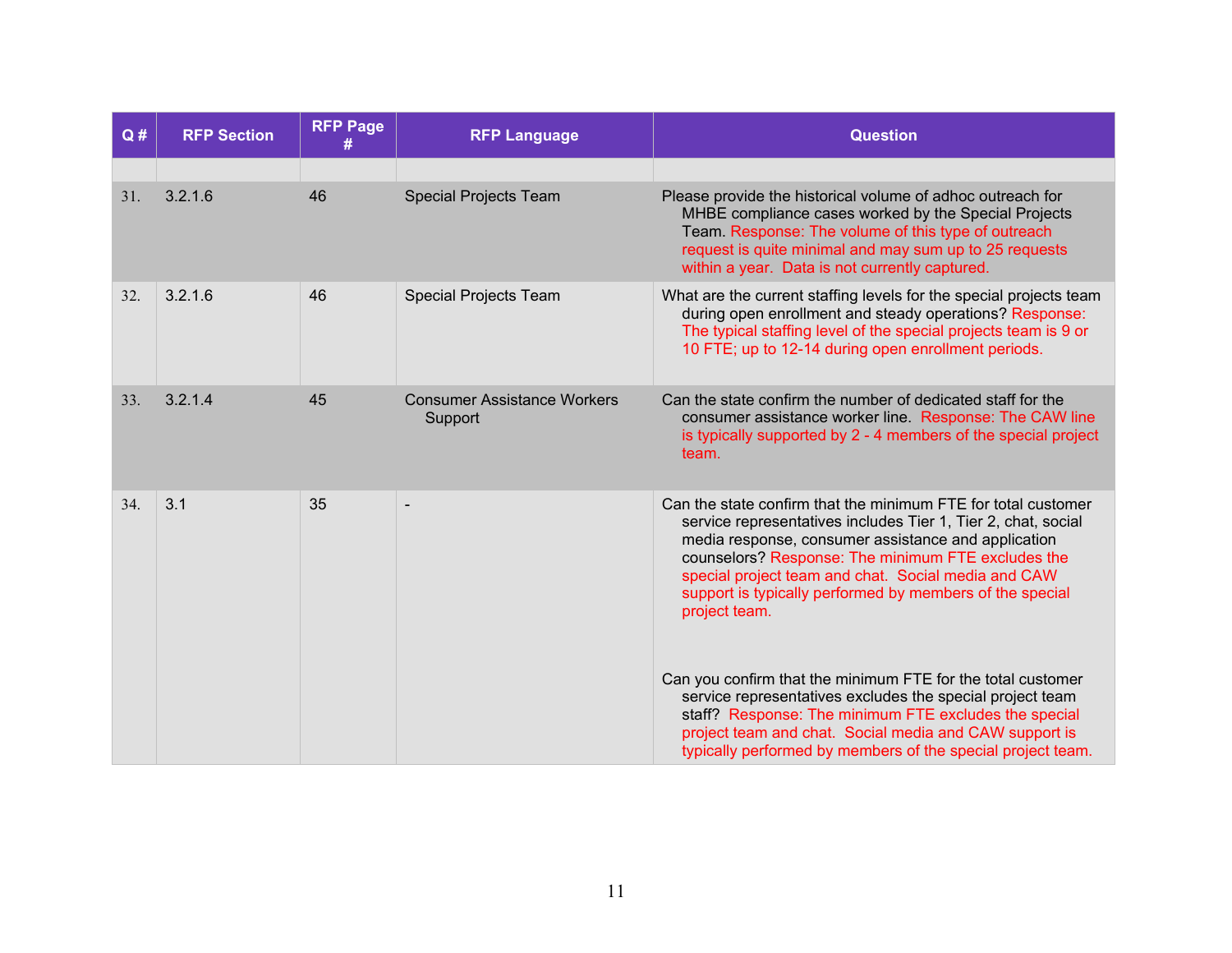| Q # | RFP Section | RFP Page # | RFP Language | Question |
|---|---|---|---|---|
| | | | | |
| 31. | 3.2.1.6 | 46 | Special Projects Team | Please provide the historical volume of adhoc outreach for MHBE compliance cases worked by the Special Projects Team. Response: The volume of this type of outreach request is quite minimal and may sum up to 25 requests within a year. Data is not currently captured. |
| 32. | 3.2.1.6 | 46 | Special Projects Team | What are the current staffing levels for the special projects team during open enrollment and steady operations? Response: The typical staffing level of the special projects team is 9 or 10 FTE; up to 12-14 during open enrollment periods. |
| 33. | 3.2.1.4 | 45 | Consumer Assistance Workers Support | Can the state confirm the number of dedicated staff for the consumer assistance worker line. Response: The CAW line is typically supported by 2 - 4 members of the special project team. |
| 34. | 3.1 | 35 | - | Can the state confirm that the minimum FTE for total customer service representatives includes Tier 1, Tier 2, chat, social media response, consumer assistance and application counselors? Response: The minimum FTE excludes the special project team and chat. Social media and CAW support is typically performed by members of the special project team.<br><br>Can you confirm that the minimum FTE for the total customer service representatives excludes the special project team staff? Response: The minimum FTE excludes the special project team and chat. Social media and CAW support is typically performed by members of the special project team. |